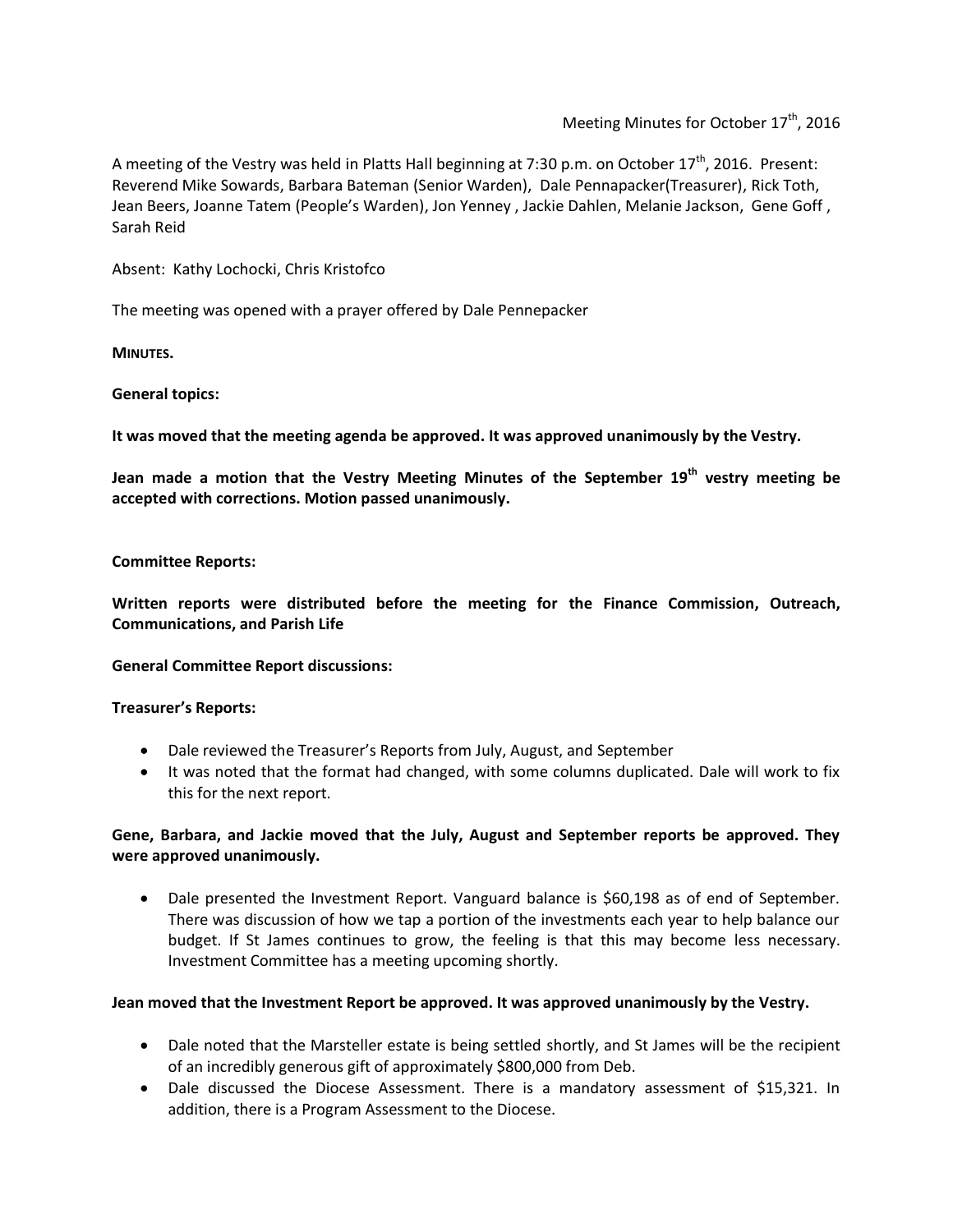Meeting Minutes for October 17th, 2016

A meeting of the Vestry was held in Platts Hall beginning at 7:30 p.m. on October 17th, 2016. Present: Reverend Mike Sowards, Barbara Bateman (Senior Warden), Dale Pennapacker(Treasurer), Rick Toth, Jean Beers, Joanne Tatem (People's Warden), Jon Yenney , Jackie Dahlen, Melanie Jackson, Gene Goff , Sarah Reid

Absent: Kathy Lochocki, Chris Kristofco

The meeting was opened with a prayer offered by Dale Pennepacker

**MINUTES.**

**General topics:**

**It was moved that the meeting agenda be approved. It was approved unanimously by the Vestry.**

**Jean made a motion that the Vestry Meeting Minutes of the September 19th vestry meeting be accepted with corrections. Motion passed unanimously.**

**Committee Reports:**

**Written reports were distributed before the meeting for the Finance Commission, Outreach, Communications, and Parish Life**

**General Committee Report discussions:**

**Treasurer's Reports:**

- Dale reviewed the Treasurer's Reports from July, August, and September
- It was noted that the format had changed, with some columns duplicated. Dale will work to fix this for the next report.

**Gene, Barbara, and Jackie moved that the July, August and September reports be approved. They were approved unanimously.**

- Dale presented the Investment Report. Vanguard balance is $60,198 as of end of September. There was discussion of how we tap a portion of the investments each year to help balance our budget. If St James continues to grow, the feeling is that this may become less necessary. Investment Committee has a meeting upcoming shortly.

**Jean moved that the Investment Report be approved. It was approved unanimously by the Vestry.**

- Dale noted that the Marsteller estate is being settled shortly, and St James will be the recipient of an incredibly generous gift of approximately $800,000 from Deb.
- Dale discussed the Diocese Assessment. There is a mandatory assessment of $15,321. In addition, there is a Program Assessment to the Diocese.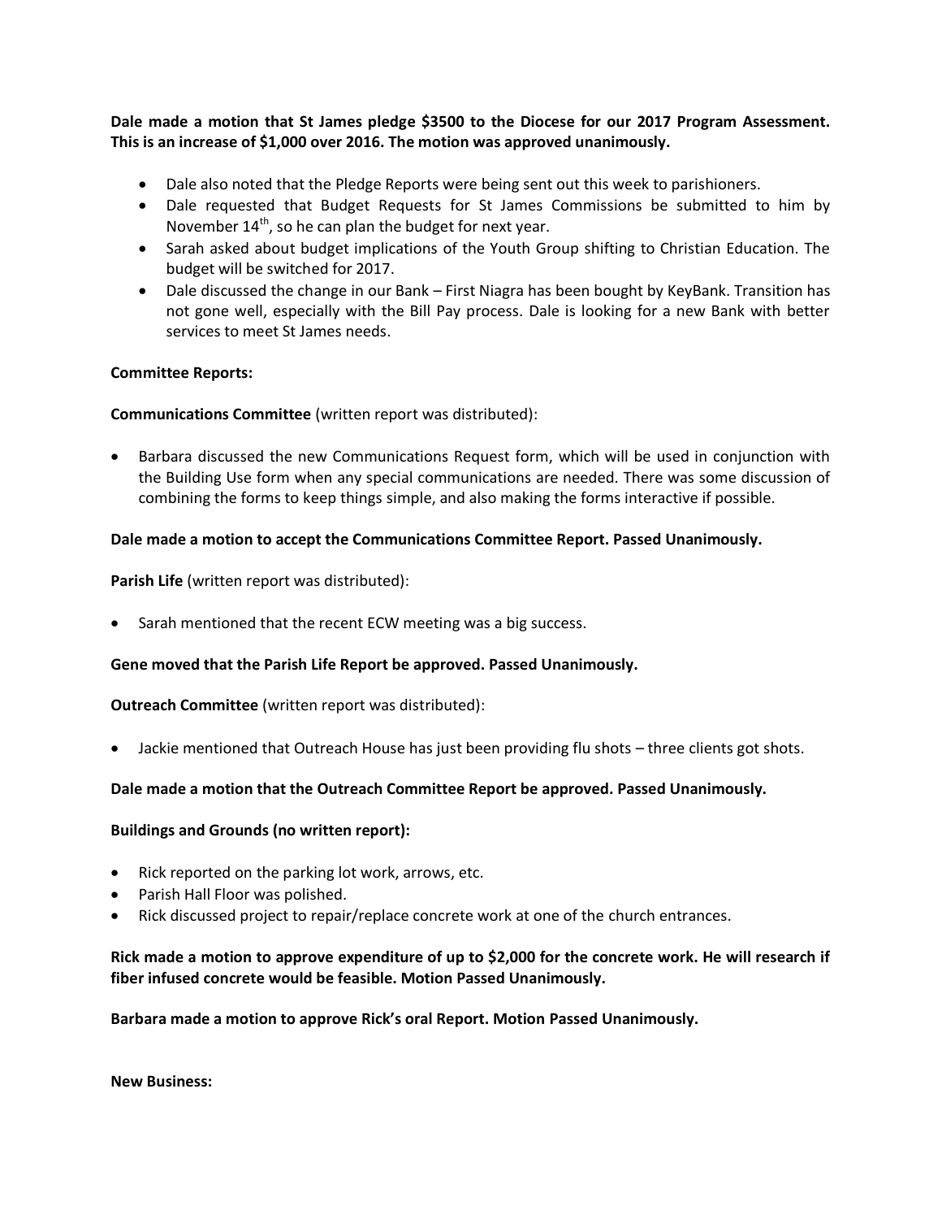**Dale made a motion that St James pledge $3500 to the Diocese for our 2017 Program Assessment. This is an increase of $1,000 over 2016. The motion was approved unanimously.**

- Dale also noted that the Pledge Reports were being sent out this week to parishioners.
- Dale requested that Budget Requests for St James Commissions be submitted to him by November 14th, so he can plan the budget for next year.
- Sarah asked about budget implications of the Youth Group shifting to Christian Education. The budget will be switched for 2017.
- Dale discussed the change in our Bank – First Niagra has been bought by KeyBank. Transition has not gone well, especially with the Bill Pay process. Dale is looking for a new Bank with better services to meet St James needs.

**Committee Reports:**

**Communications Committee** (written report was distributed):

- Barbara discussed the new Communications Request form, which will be used in conjunction with the Building Use form when any special communications are needed. There was some discussion of combining the forms to keep things simple, and also making the forms interactive if possible.

**Dale made a motion to accept the Communications Committee Report. Passed Unanimously.**

**Parish Life** (written report was distributed):

- Sarah mentioned that the recent ECW meeting was a big success.

**Gene moved that the Parish Life Report be approved. Passed Unanimously.**

**Outreach Committee** (written report was distributed):

- Jackie mentioned that Outreach House has just been providing flu shots – three clients got shots.

**Dale made a motion that the Outreach Committee Report be approved. Passed Unanimously.**

**Buildings and Grounds (no written report):**

- Rick reported on the parking lot work, arrows, etc.
- Parish Hall Floor was polished.
- Rick discussed project to repair/replace concrete work at one of the church entrances.

**Rick made a motion to approve expenditure of up to $2,000 for the concrete work. He will research if fiber infused concrete would be feasible. Motion Passed Unanimously.**

**Barbara made a motion to approve Rick's oral Report. Motion Passed Unanimously.**

**New Business:**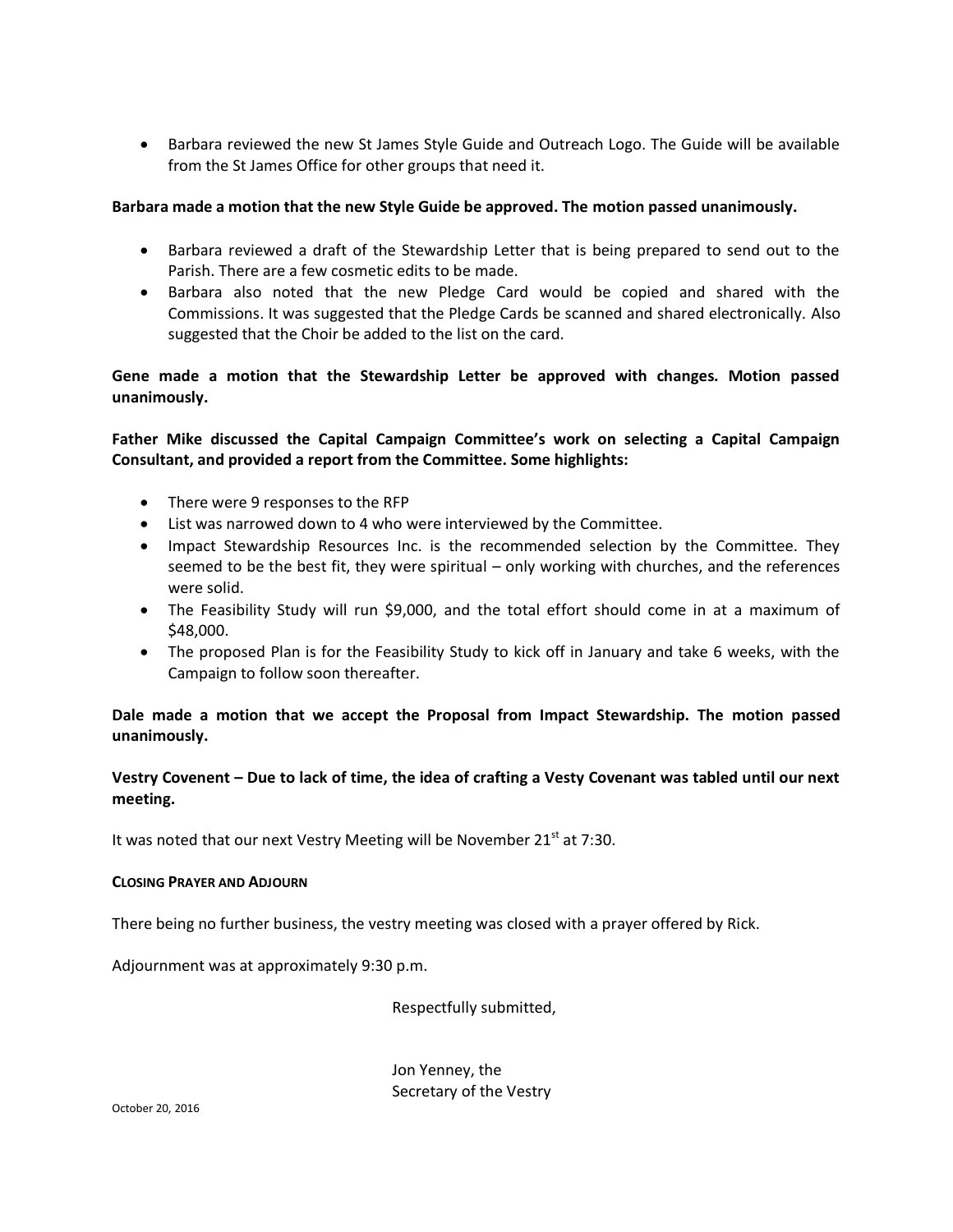- Barbara reviewed the new St James Style Guide and Outreach Logo. The Guide will be available from the St James Office for other groups that need it.

**Barbara made a motion that the new Style Guide be approved. The motion passed unanimously.**

- Barbara reviewed a draft of the Stewardship Letter that is being prepared to send out to the Parish. There are a few cosmetic edits to be made.
- Barbara also noted that the new Pledge Card would be copied and shared with the Commissions. It was suggested that the Pledge Cards be scanned and shared electronically. Also suggested that the Choir be added to the list on the card.

**Gene made a motion that the Stewardship Letter be approved with changes. Motion passed unanimously.**

**Father Mike discussed the Capital Campaign Committee's work on selecting a Capital Campaign Consultant, and provided a report from the Committee. Some highlights:**

- There were 9 responses to the RFP
- List was narrowed down to 4 who were interviewed by the Committee.
- Impact Stewardship Resources Inc. is the recommended selection by the Committee. They seemed to be the best fit, they were spiritual – only working with churches, and the references were solid.
- The Feasibility Study will run $9,000, and the total effort should come in at a maximum of $48,000.
- The proposed Plan is for the Feasibility Study to kick off in January and take 6 weeks, with the Campaign to follow soon thereafter.

**Dale made a motion that we accept the Proposal from Impact Stewardship. The motion passed unanimously.**

**Vestry Covenent – Due to lack of time, the idea of crafting a Vesty Covenant was tabled until our next meeting.**

It was noted that our next Vestry Meeting will be November 21st at 7:30.

**CLOSING PRAYER AND ADJOURN**

There being no further business, the vestry meeting was closed with a prayer offered by Rick.

Adjournment was at approximately 9:30 p.m.

Respectfully submitted,

Jon Yenney, the
Secretary of the Vestry

October 20, 2016